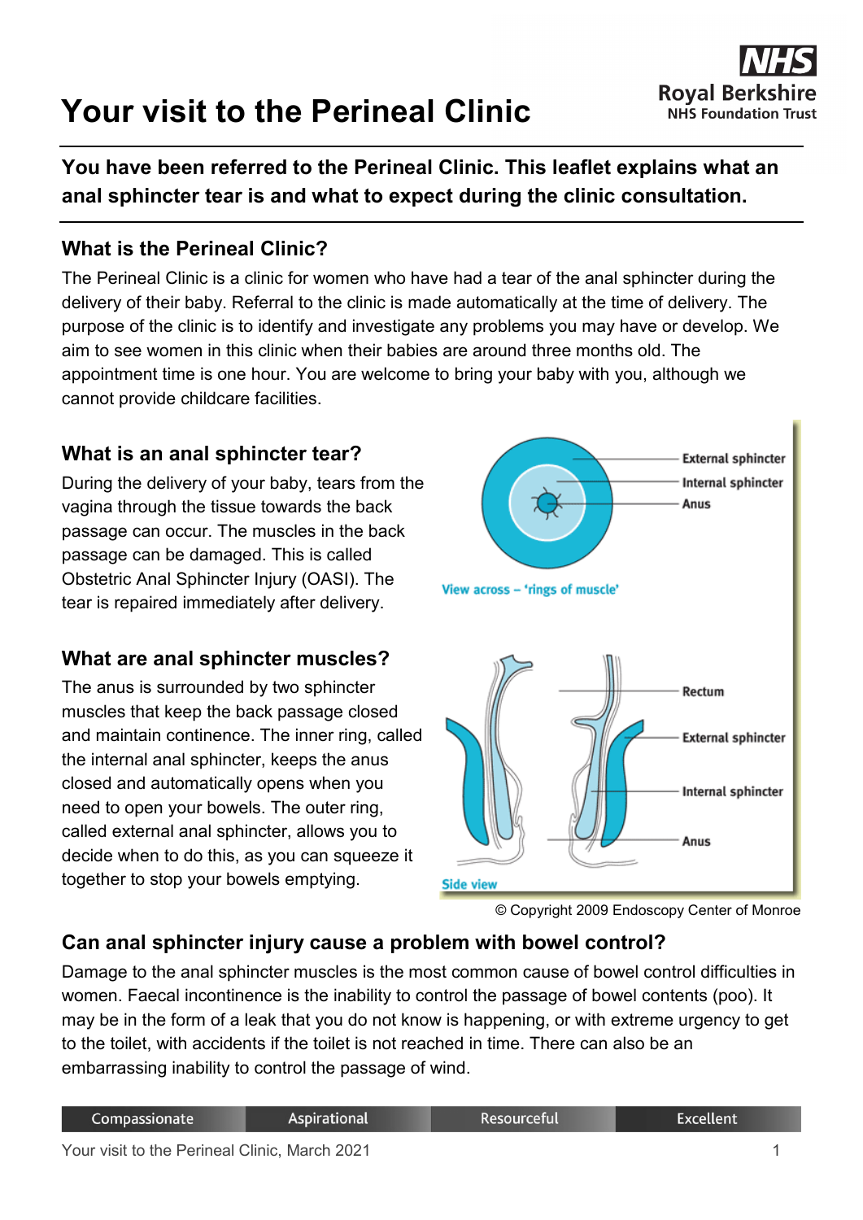# Your visit to the Perineal Clinic

**You have been referred to the Perineal Clinic. This leaflet explains what an anal sphincter tear is and what to expect during the clinic consultation.**

## What is the Perineal Clinic?

The Perineal Clinic is a clinic for women who have had a tear of the anal sphincter during the delivery of their baby. Referral to the clinic is made automatically at the time of delivery. The purpose of the clinic is to identify and investigate any problems you may have or develop. We aim to see women in this clinic when their babies are around three months old. The appointment time is one hour. You are welcome to bring your baby with you, although we cannot provide childcare facilities.

## What is an anal sphincter tear?

During the delivery of your baby, tears from the vagina through the tissue towards the back passage can occur. The muscles in the back passage can be damaged. This is called Obstetric Anal Sphincter Injury (OASI). The tear is repaired immediately after delivery.

External sphincter
Internal sphincter
Anus

View across – 'rings of muscle'

## What are anal sphincter muscles?

The anus is surrounded by two sphincter muscles that keep the back passage closed and maintain continence. The inner ring, called the internal anal sphincter, keeps the anus closed and automatically opens when you need to open your bowels. The outer ring, called external anal sphincter, allows you to decide when to do this, as you can squeeze it together to stop your bowels emptying.

Rectum
External sphincter
Internal sphincter
Anus

Side view

© Copyright 2009 Endoscopy Center of Monroe

## Can anal sphincter injury cause a problem with bowel control?

Damage to the anal sphincter muscles is the most common cause of bowel control difficulties in women. Faecal incontinence is the inability to control the passage of bowel contents (poo). It may be in the form of a leak that you do not know is happening, or with extreme urgency to get to the toilet, with accidents if the toilet is not reached in time. There can also be an embarrassing inability to control the passage of wind.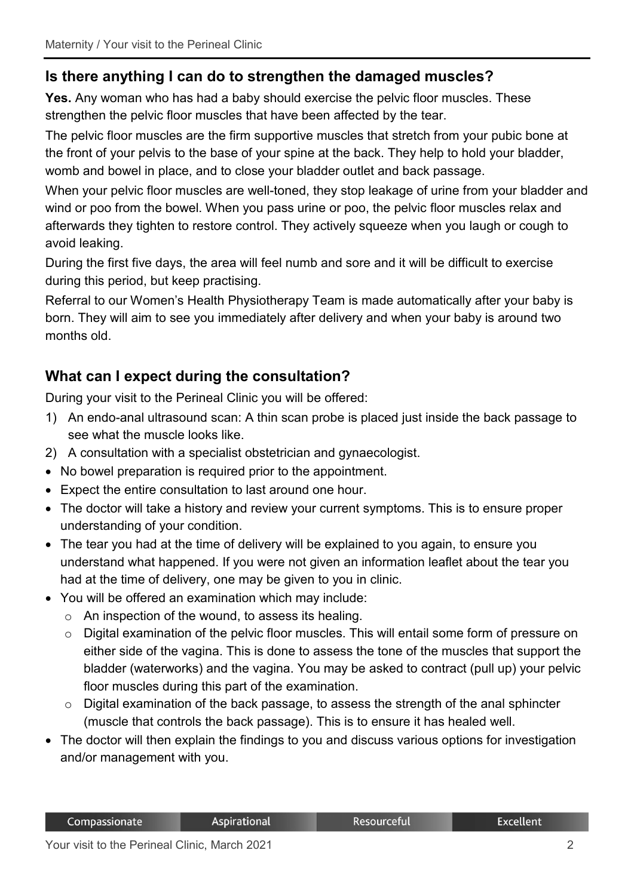## Is there anything I can do to strengthen the damaged muscles?

**Yes.** Any woman who has had a baby should exercise the pelvic floor muscles. These strengthen the pelvic floor muscles that have been affected by the tear.

The pelvic floor muscles are the firm supportive muscles that stretch from your pubic bone at the front of your pelvis to the base of your spine at the back. They help to hold your bladder, womb and bowel in place, and to close your bladder outlet and back passage.

When your pelvic floor muscles are well-toned, they stop leakage of urine from your bladder and wind or poo from the bowel. When you pass urine or poo, the pelvic floor muscles relax and afterwards they tighten to restore control. They actively squeeze when you laugh or cough to avoid leaking.

During the first five days, the area will feel numb and sore and it will be difficult to exercise during this period, but keep practising.

Referral to our Women's Health Physiotherapy Team is made automatically after your baby is born. They will aim to see you immediately after delivery and when your baby is around two months old.

## What can I expect during the consultation?

During your visit to the Perineal Clinic you will be offered:

1) An endo-anal ultrasound scan: A thin scan probe is placed just inside the back passage to see what the muscle looks like.
2) A consultation with a specialist obstetrician and gynaecologist.

- No bowel preparation is required prior to the appointment.
- Expect the entire consultation to last around one hour.
- The doctor will take a history and review your current symptoms. This is to ensure proper understanding of your condition.
- The tear you had at the time of delivery will be explained to you again, to ensure you understand what happened. If you were not given an information leaflet about the tear you had at the time of delivery, one may be given to you in clinic.
- You will be offered an examination which may include:
  - An inspection of the wound, to assess its healing.
  - Digital examination of the pelvic floor muscles. This will entail some form of pressure on either side of the vagina. This is done to assess the tone of the muscles that support the bladder (waterworks) and the vagina. You may be asked to contract (pull up) your pelvic floor muscles during this part of the examination.
  - Digital examination of the back passage, to assess the strength of the anal sphincter (muscle that controls the back passage). This is to ensure it has healed well.
- The doctor will then explain the findings to you and discuss various options for investigation and/or management with you.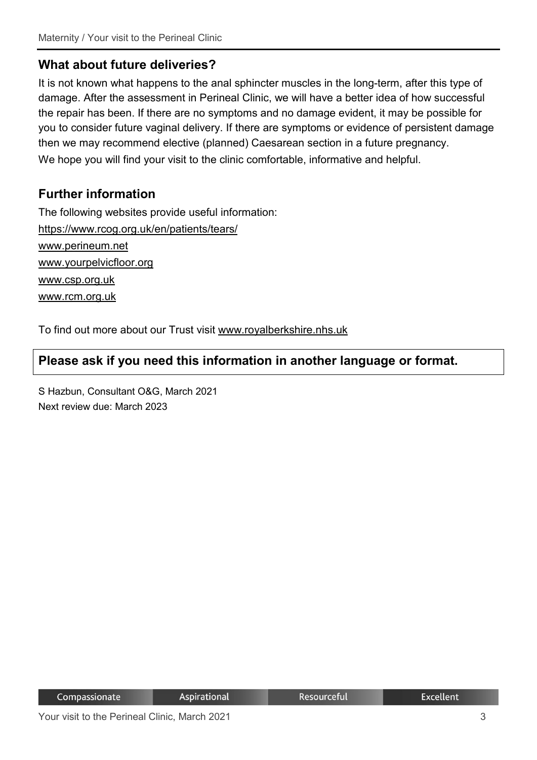## What about future deliveries?

It is not known what happens to the anal sphincter muscles in the long-term, after this type of damage. After the assessment in Perineal Clinic, we will have a better idea of how successful the repair has been. If there are no symptoms and no damage evident, it may be possible for you to consider future vaginal delivery. If there are symptoms or evidence of persistent damage then we may recommend elective (planned) Caesarean section in a future pregnancy.

We hope you will find your visit to the clinic comfortable, informative and helpful.

## Further information

The following websites provide useful information:

https://www.rcog.org.uk/en/patients/tears/

www.perineum.net

www.yourpelvicfloor.org

www.csp.org.uk

www.rcm.org.uk

To find out more about our Trust visit www.royalberkshire.nhs.uk

**Please ask if you need this information in another language or format.**

S Hazbun, Consultant O&G, March 2021

Next review due: March 2023